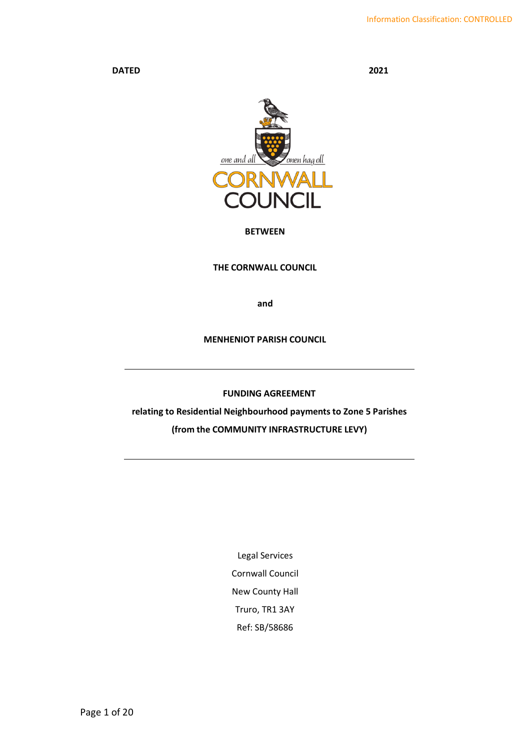Information Classification: CONTROLLED

**DATED** **2021**

one and all — onen hag oll

CORNWALL COUNCIL

**BETWEEN**

**THE CORNWALL COUNCIL**

**and**

**MENHENIOT PARISH COUNCIL**

---

**FUNDING AGREEMENT**

**relating to Residential Neighbourhood payments to Zone 5 Parishes**

**(from the COMMUNITY INFRASTRUCTURE LEVY)**

---

Legal Services

Cornwall Council

New County Hall

Truro, TR1 3AY

Ref: SB/58686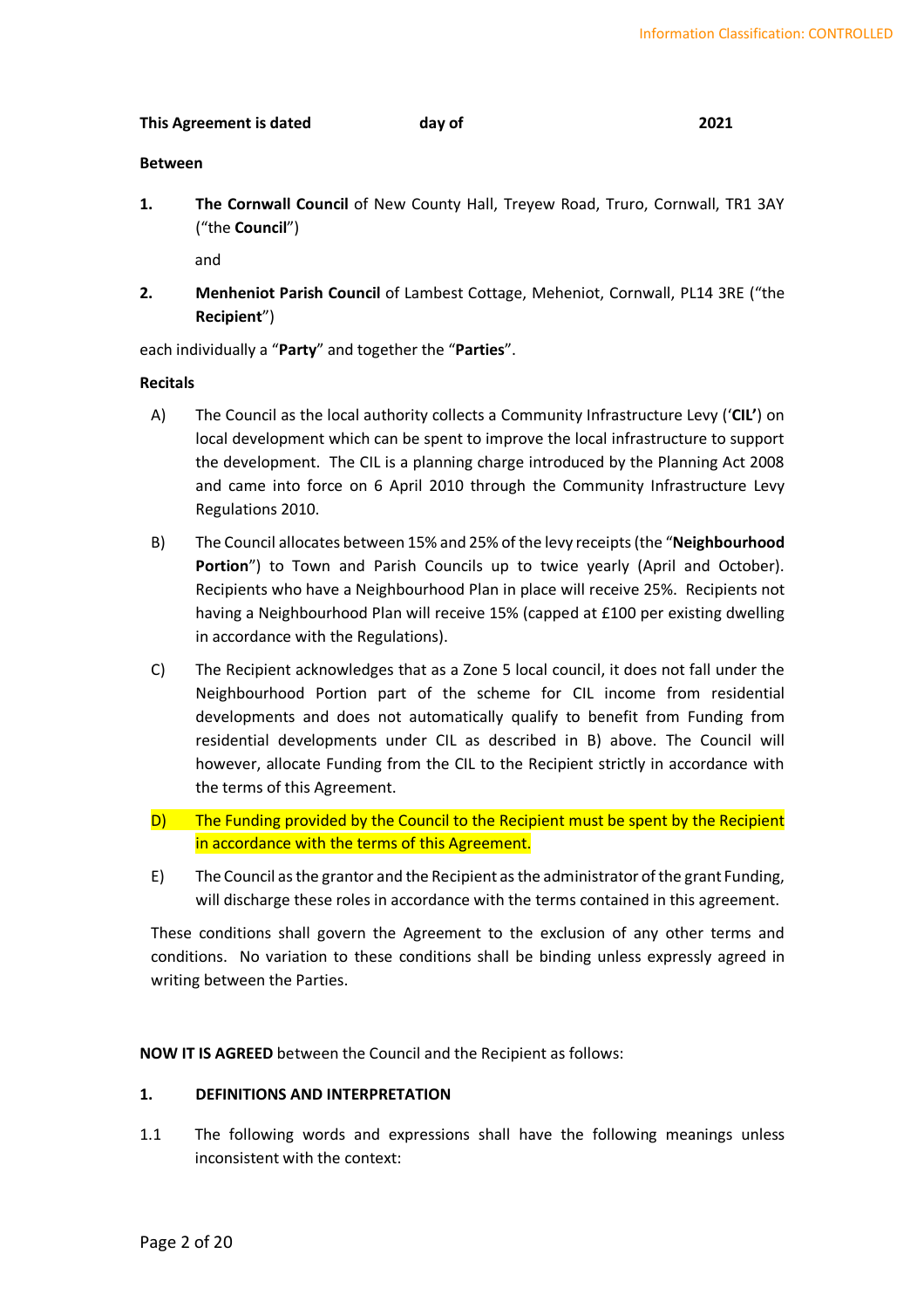**This Agreement is dated day of 2021**

**Between**

1. **The Cornwall Council** of New County Hall, Treyew Road, Truro, Cornwall, TR1 3AY ("the **Council**")

   and

2. **Menheniot Parish Council** of Lambest Cottage, Meheniot, Cornwall, PL14 3RE ("the **Recipient**")

each individually a "**Party**" and together the "**Parties**".

**Recitals**

A) The Council as the local authority collects a Community Infrastructure Levy ('**CIL'**) on local development which can be spent to improve the local infrastructure to support the development. The CIL is a planning charge introduced by the Planning Act 2008 and came into force on 6 April 2010 through the Community Infrastructure Levy Regulations 2010.

B) The Council allocates between 15% and 25% of the levy receipts (the "**Neighbourhood Portion**") to Town and Parish Councils up to twice yearly (April and October). Recipients who have a Neighbourhood Plan in place will receive 25%. Recipients not having a Neighbourhood Plan will receive 15% (capped at £100 per existing dwelling in accordance with the Regulations).

C) The Recipient acknowledges that as a Zone 5 local council, it does not fall under the Neighbourhood Portion part of the scheme for CIL income from residential developments and does not automatically qualify to benefit from Funding from residential developments under CIL as described in B) above. The Council will however, allocate Funding from the CIL to the Recipient strictly in accordance with the terms of this Agreement.

D) The Funding provided by the Council to the Recipient must be spent by the Recipient in accordance with the terms of this Agreement.

E) The Council as the grantor and the Recipient as the administrator of the grant Funding, will discharge these roles in accordance with the terms contained in this agreement.

These conditions shall govern the Agreement to the exclusion of any other terms and conditions. No variation to these conditions shall be binding unless expressly agreed in writing between the Parties.

**NOW IT IS AGREED** between the Council and the Recipient as follows:

**1. DEFINITIONS AND INTERPRETATION**

1.1 The following words and expressions shall have the following meanings unless inconsistent with the context: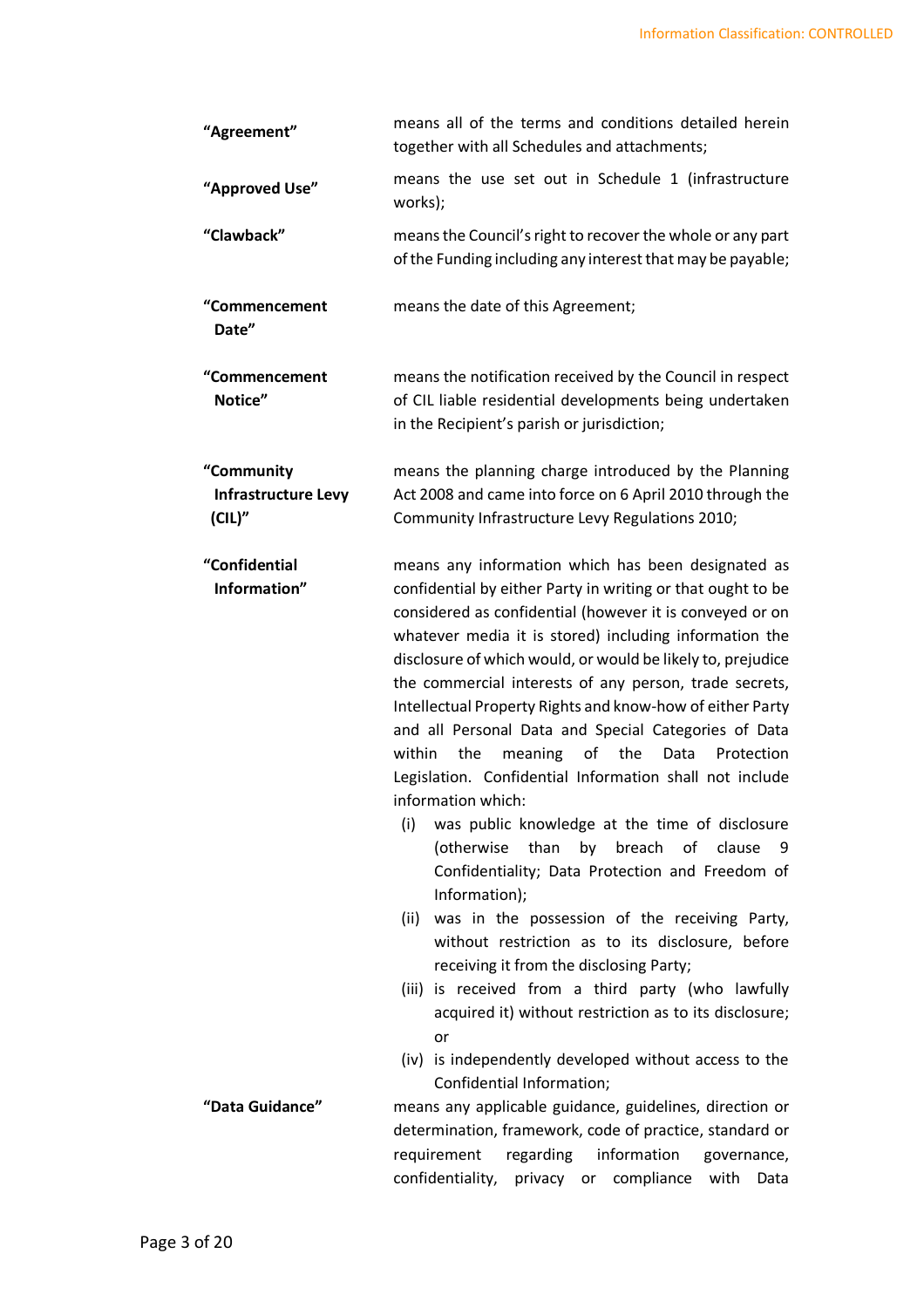| | |
|---|---|
| **"Agreement"** | means all of the terms and conditions detailed herein together with all Schedules and attachments; |
| **"Approved Use"** | means the use set out in Schedule 1 (infrastructure works); |
| **"Clawback"** | means the Council's right to recover the whole or any part of the Funding including any interest that may be payable; |
| **"Commencement Date"** | means the date of this Agreement; |
| **"Commencement Notice"** | means the notification received by the Council in respect of CIL liable residential developments being undertaken in the Recipient's parish or jurisdiction; |
| **"Community Infrastructure Levy (CIL)"** | means the planning charge introduced by the Planning Act 2008 and came into force on 6 April 2010 through the Community Infrastructure Levy Regulations 2010; |
| **"Confidential Information"** | means any information which has been designated as confidential by either Party in writing or that ought to be considered as confidential (however it is conveyed or on whatever media it is stored) including information the disclosure of which would, or would be likely to, prejudice the commercial interests of any person, trade secrets, Intellectual Property Rights and know-how of either Party and all Personal Data and Special Categories of Data within the meaning of the Data Protection Legislation. Confidential Information shall not include information which:<br>(i) was public knowledge at the time of disclosure (otherwise than by breach of clause 9 Confidentiality; Data Protection and Freedom of Information);<br>(ii) was in the possession of the receiving Party, without restriction as to its disclosure, before receiving it from the disclosing Party;<br>(iii) is received from a third party (who lawfully acquired it) without restriction as to its disclosure; or<br>(iv) is independently developed without access to the Confidential Information; |
| **"Data Guidance"** | means any applicable guidance, guidelines, direction or determination, framework, code of practice, standard or requirement regarding information governance, confidentiality, privacy or compliance with Data |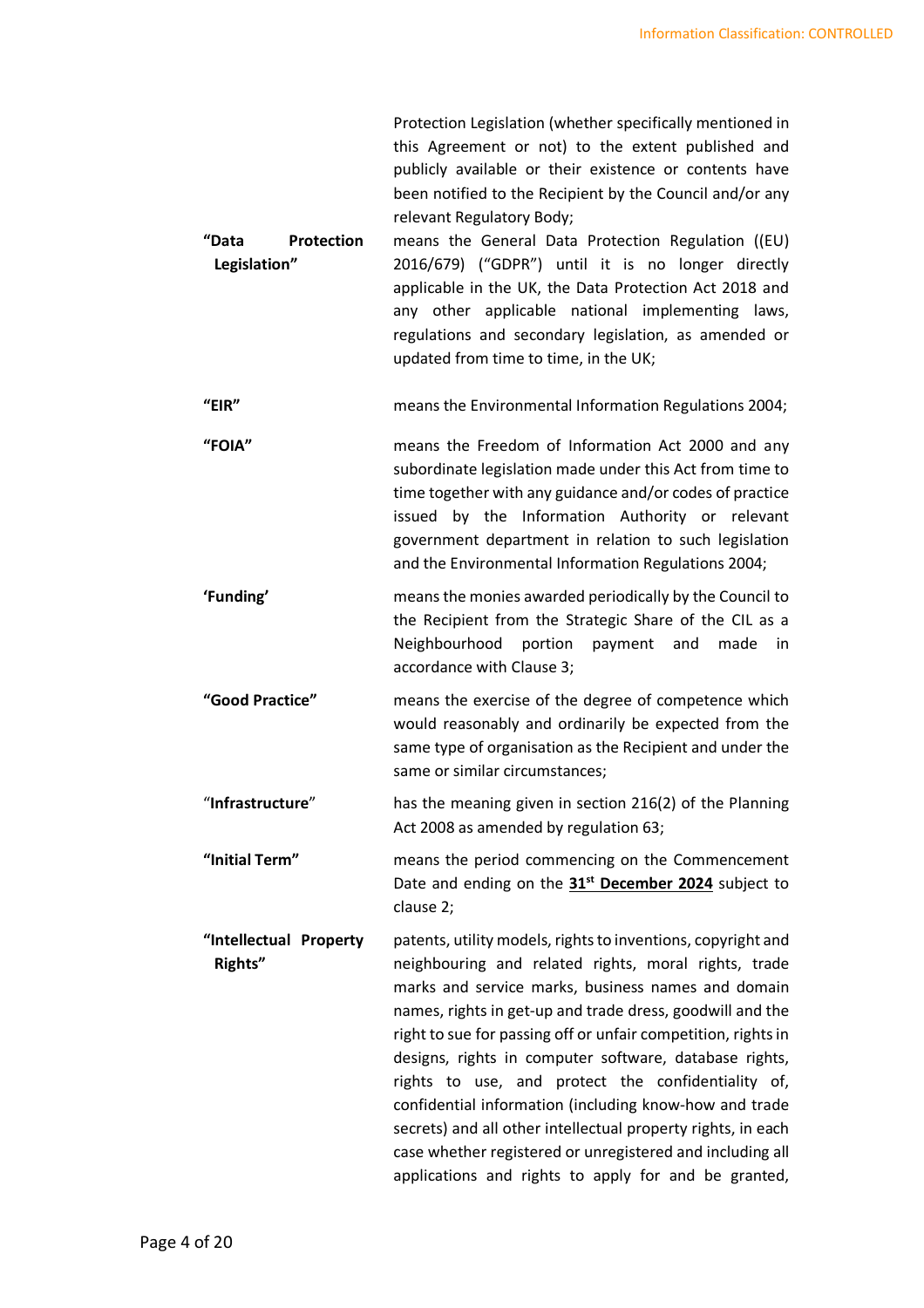Protection Legislation (whether specifically mentioned in this Agreement or not) to the extent published and publicly available or their existence or contents have been notified to the Recipient by the Council and/or any relevant Regulatory Body;

**"Data Protection Legislation"** means the General Data Protection Regulation ((EU) 2016/679) ("GDPR") until it is no longer directly applicable in the UK, the Data Protection Act 2018 and any other applicable national implementing laws, regulations and secondary legislation, as amended or updated from time to time, in the UK;

**"EIR"** means the Environmental Information Regulations 2004;

**"FOIA"** means the Freedom of Information Act 2000 and any subordinate legislation made under this Act from time to time together with any guidance and/or codes of practice issued by the Information Authority or relevant government department in relation to such legislation and the Environmental Information Regulations 2004;

**'Funding'** means the monies awarded periodically by the Council to the Recipient from the Strategic Share of the CIL as a Neighbourhood portion payment and made in accordance with Clause 3;

**"Good Practice"** means the exercise of the degree of competence which would reasonably and ordinarily be expected from the same type of organisation as the Recipient and under the same or similar circumstances;

"**Infrastructure**" has the meaning given in section 216(2) of the Planning Act 2008 as amended by regulation 63;

**"Initial Term"** means the period commencing on the Commencement Date and ending on the **31st December 2024** subject to clause 2;

**"Intellectual Property Rights"** patents, utility models, rights to inventions, copyright and neighbouring and related rights, moral rights, trade marks and service marks, business names and domain names, rights in get-up and trade dress, goodwill and the right to sue for passing off or unfair competition, rights in designs, rights in computer software, database rights, rights to use, and protect the confidentiality of, confidential information (including know-how and trade secrets) and all other intellectual property rights, in each case whether registered or unregistered and including all applications and rights to apply for and be granted,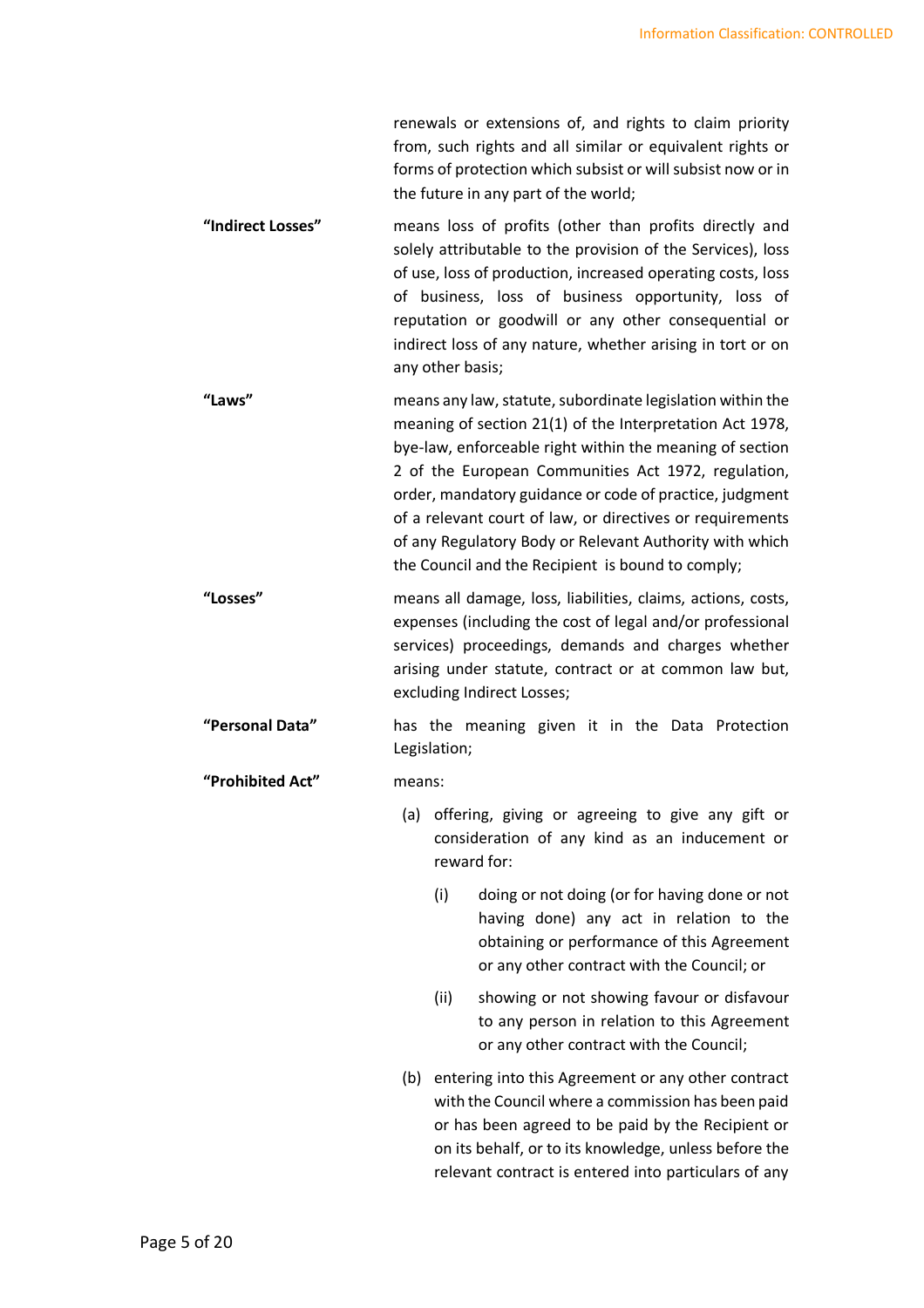renewals or extensions of, and rights to claim priority from, such rights and all similar or equivalent rights or forms of protection which subsist or will subsist now or in the future in any part of the world;

**"Indirect Losses"** means loss of profits (other than profits directly and solely attributable to the provision of the Services), loss of use, loss of production, increased operating costs, loss of business, loss of business opportunity, loss of reputation or goodwill or any other consequential or indirect loss of any nature, whether arising in tort or on any other basis;

**"Laws"** means any law, statute, subordinate legislation within the meaning of section 21(1) of the Interpretation Act 1978, bye-law, enforceable right within the meaning of section 2 of the European Communities Act 1972, regulation, order, mandatory guidance or code of practice, judgment of a relevant court of law, or directives or requirements of any Regulatory Body or Relevant Authority with which the Council and the Recipient is bound to comply;

**"Losses"** means all damage, loss, liabilities, claims, actions, costs, expenses (including the cost of legal and/or professional services) proceedings, demands and charges whether arising under statute, contract or at common law but, excluding Indirect Losses;

**"Personal Data"** has the meaning given it in the Data Protection Legislation;

**"Prohibited Act"** means:

(a) offering, giving or agreeing to give any gift or consideration of any kind as an inducement or reward for:

   (i) doing or not doing (or for having done or not having done) any act in relation to the obtaining or performance of this Agreement or any other contract with the Council; or

   (ii) showing or not showing favour or disfavour to any person in relation to this Agreement or any other contract with the Council;

(b) entering into this Agreement or any other contract with the Council where a commission has been paid or has been agreed to be paid by the Recipient or on its behalf, or to its knowledge, unless before the relevant contract is entered into particulars of any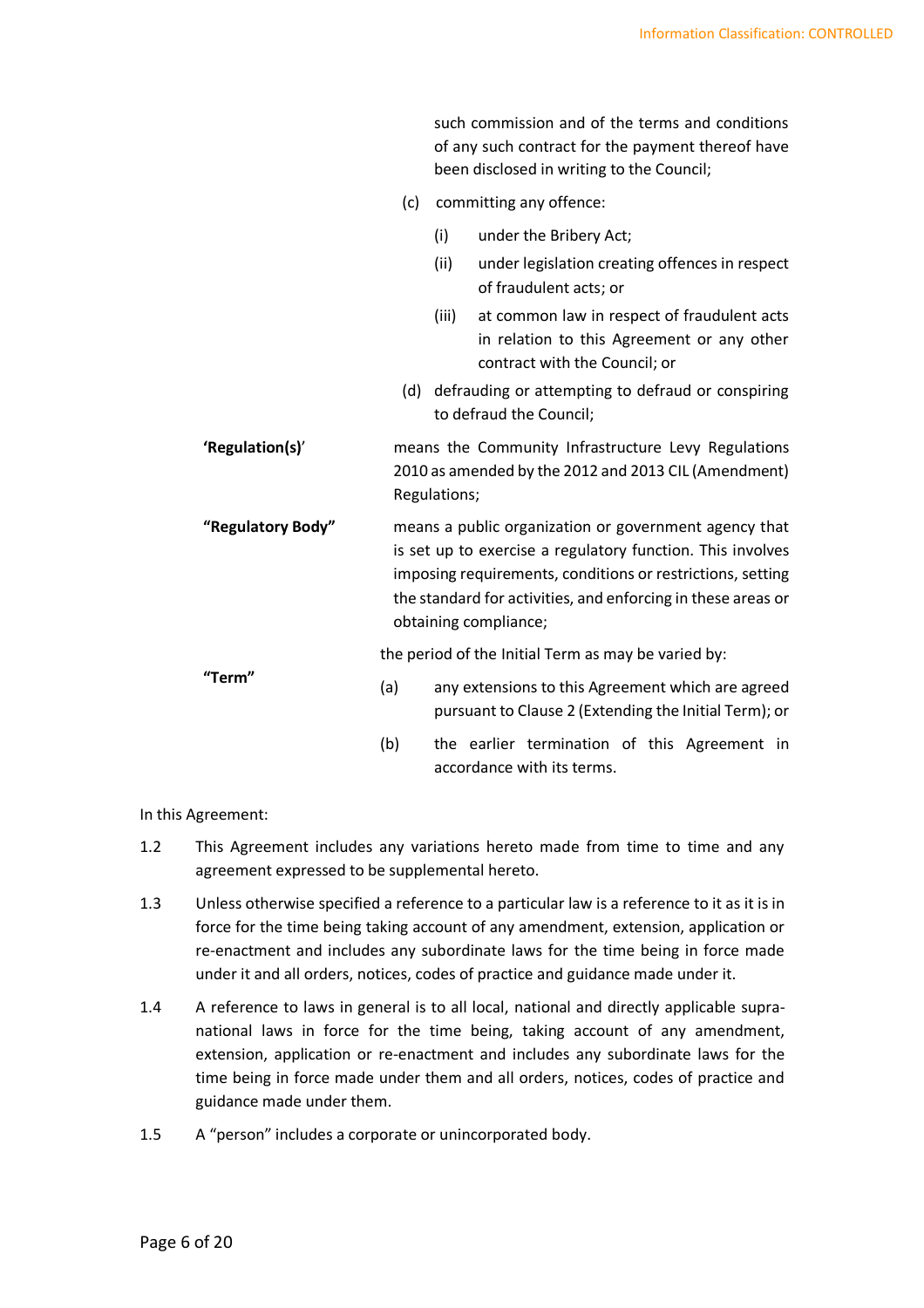such commission and of the terms and conditions of any such contract for the payment thereof have been disclosed in writing to the Council;

(c) committing any offence:

(i) under the Bribery Act;

(ii) under legislation creating offences in respect of fraudulent acts; or

(iii) at common law in respect of fraudulent acts in relation to this Agreement or any other contract with the Council; or

(d) defrauding or attempting to defraud or conspiring to defraud the Council;

**'Regulation(s)'** means the Community Infrastructure Levy Regulations 2010 as amended by the 2012 and 2013 CIL (Amendment) Regulations;

**"Regulatory Body"** means a public organization or government agency that is set up to exercise a regulatory function. This involves imposing requirements, conditions or restrictions, setting the standard for activities, and enforcing in these areas or obtaining compliance;

**"Term"** the period of the Initial Term as may be varied by:

(a) any extensions to this Agreement which are agreed pursuant to Clause 2 (Extending the Initial Term); or

(b) the earlier termination of this Agreement in accordance with its terms.

In this Agreement:

1.2 This Agreement includes any variations hereto made from time to time and any agreement expressed to be supplemental hereto.

1.3 Unless otherwise specified a reference to a particular law is a reference to it as it is in force for the time being taking account of any amendment, extension, application or re-enactment and includes any subordinate laws for the time being in force made under it and all orders, notices, codes of practice and guidance made under it.

1.4 A reference to laws in general is to all local, national and directly applicable supra-national laws in force for the time being, taking account of any amendment, extension, application or re-enactment and includes any subordinate laws for the time being in force made under them and all orders, notices, codes of practice and guidance made under them.

1.5 A "person" includes a corporate or unincorporated body.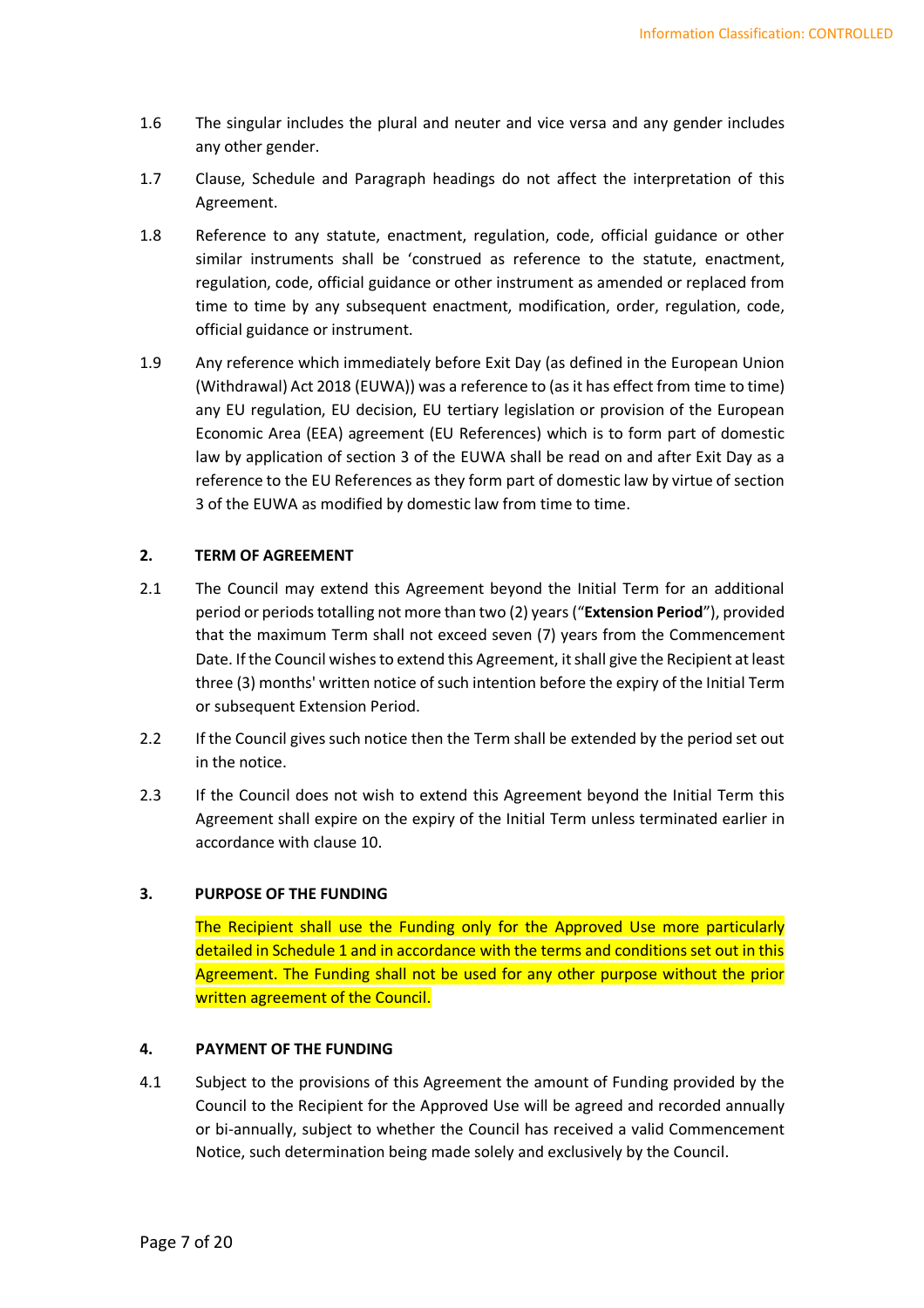1.6 The singular includes the plural and neuter and vice versa and any gender includes any other gender.

1.7 Clause, Schedule and Paragraph headings do not affect the interpretation of this Agreement.

1.8 Reference to any statute, enactment, regulation, code, official guidance or other similar instruments shall be 'construed as reference to the statute, enactment, regulation, code, official guidance or other instrument as amended or replaced from time to time by any subsequent enactment, modification, order, regulation, code, official guidance or instrument.

1.9 Any reference which immediately before Exit Day (as defined in the European Union (Withdrawal) Act 2018 (EUWA)) was a reference to (as it has effect from time to time) any EU regulation, EU decision, EU tertiary legislation or provision of the European Economic Area (EEA) agreement (EU References) which is to form part of domestic law by application of section 3 of the EUWA shall be read on and after Exit Day as a reference to the EU References as they form part of domestic law by virtue of section 3 of the EUWA as modified by domestic law from time to time.

## 2. TERM OF AGREEMENT

2.1 The Council may extend this Agreement beyond the Initial Term for an additional period or periods totalling not more than two (2) years ("**Extension Period**"), provided that the maximum Term shall not exceed seven (7) years from the Commencement Date. If the Council wishes to extend this Agreement, it shall give the Recipient at least three (3) months' written notice of such intention before the expiry of the Initial Term or subsequent Extension Period.

2.2 If the Council gives such notice then the Term shall be extended by the period set out in the notice.

2.3 If the Council does not wish to extend this Agreement beyond the Initial Term this Agreement shall expire on the expiry of the Initial Term unless terminated earlier in accordance with clause 10.

## 3. PURPOSE OF THE FUNDING

The Recipient shall use the Funding only for the Approved Use more particularly detailed in Schedule 1 and in accordance with the terms and conditions set out in this Agreement. The Funding shall not be used for any other purpose without the prior written agreement of the Council.

## 4. PAYMENT OF THE FUNDING

4.1 Subject to the provisions of this Agreement the amount of Funding provided by the Council to the Recipient for the Approved Use will be agreed and recorded annually or bi-annually, subject to whether the Council has received a valid Commencement Notice, such determination being made solely and exclusively by the Council.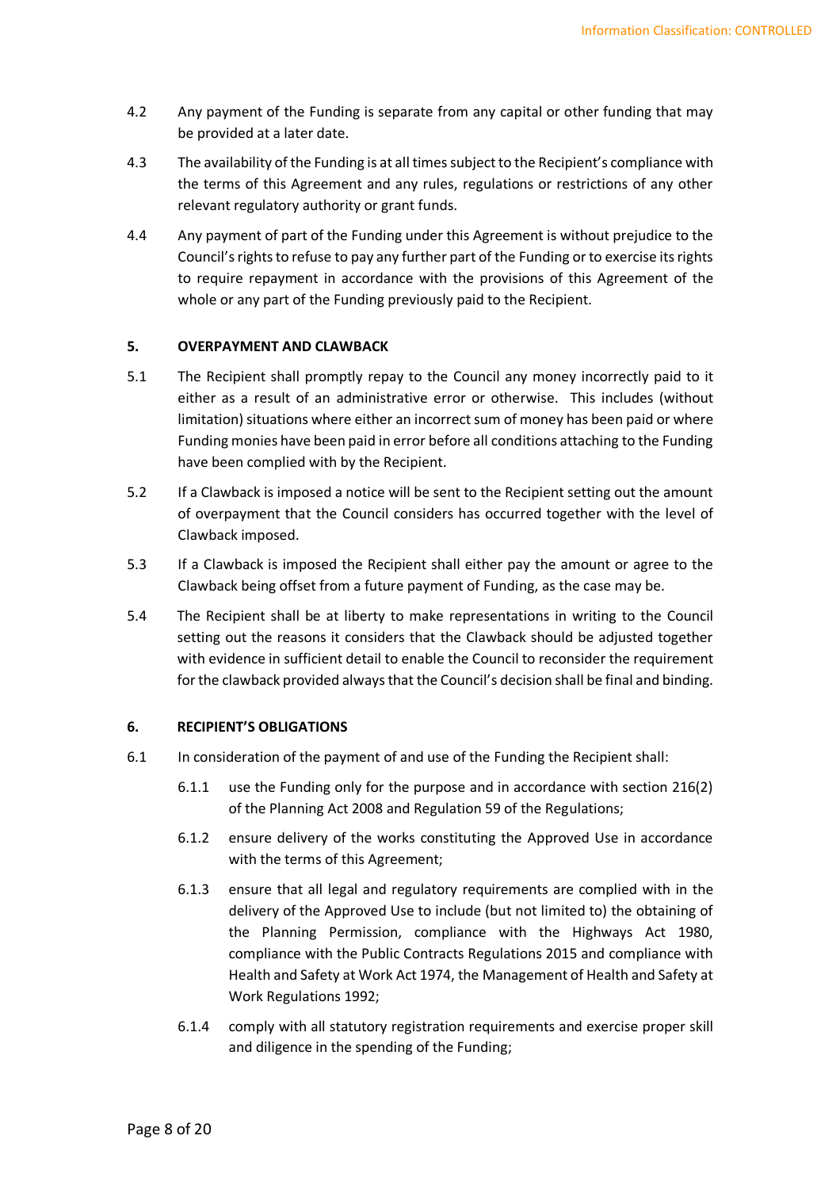4.2 Any payment of the Funding is separate from any capital or other funding that may be provided at a later date.

4.3 The availability of the Funding is at all times subject to the Recipient's compliance with the terms of this Agreement and any rules, regulations or restrictions of any other relevant regulatory authority or grant funds.

4.4 Any payment of part of the Funding under this Agreement is without prejudice to the Council's rights to refuse to pay any further part of the Funding or to exercise its rights to require repayment in accordance with the provisions of this Agreement of the whole or any part of the Funding previously paid to the Recipient.

## 5. OVERPAYMENT AND CLAWBACK

5.1 The Recipient shall promptly repay to the Council any money incorrectly paid to it either as a result of an administrative error or otherwise. This includes (without limitation) situations where either an incorrect sum of money has been paid or where Funding monies have been paid in error before all conditions attaching to the Funding have been complied with by the Recipient.

5.2 If a Clawback is imposed a notice will be sent to the Recipient setting out the amount of overpayment that the Council considers has occurred together with the level of Clawback imposed.

5.3 If a Clawback is imposed the Recipient shall either pay the amount or agree to the Clawback being offset from a future payment of Funding, as the case may be.

5.4 The Recipient shall be at liberty to make representations in writing to the Council setting out the reasons it considers that the Clawback should be adjusted together with evidence in sufficient detail to enable the Council to reconsider the requirement for the clawback provided always that the Council's decision shall be final and binding.

## 6. RECIPIENT'S OBLIGATIONS

6.1 In consideration of the payment of and use of the Funding the Recipient shall:

6.1.1 use the Funding only for the purpose and in accordance with section 216(2) of the Planning Act 2008 and Regulation 59 of the Regulations;

6.1.2 ensure delivery of the works constituting the Approved Use in accordance with the terms of this Agreement;

6.1.3 ensure that all legal and regulatory requirements are complied with in the delivery of the Approved Use to include (but not limited to) the obtaining of the Planning Permission, compliance with the Highways Act 1980, compliance with the Public Contracts Regulations 2015 and compliance with Health and Safety at Work Act 1974, the Management of Health and Safety at Work Regulations 1992;

6.1.4 comply with all statutory registration requirements and exercise proper skill and diligence in the spending of the Funding;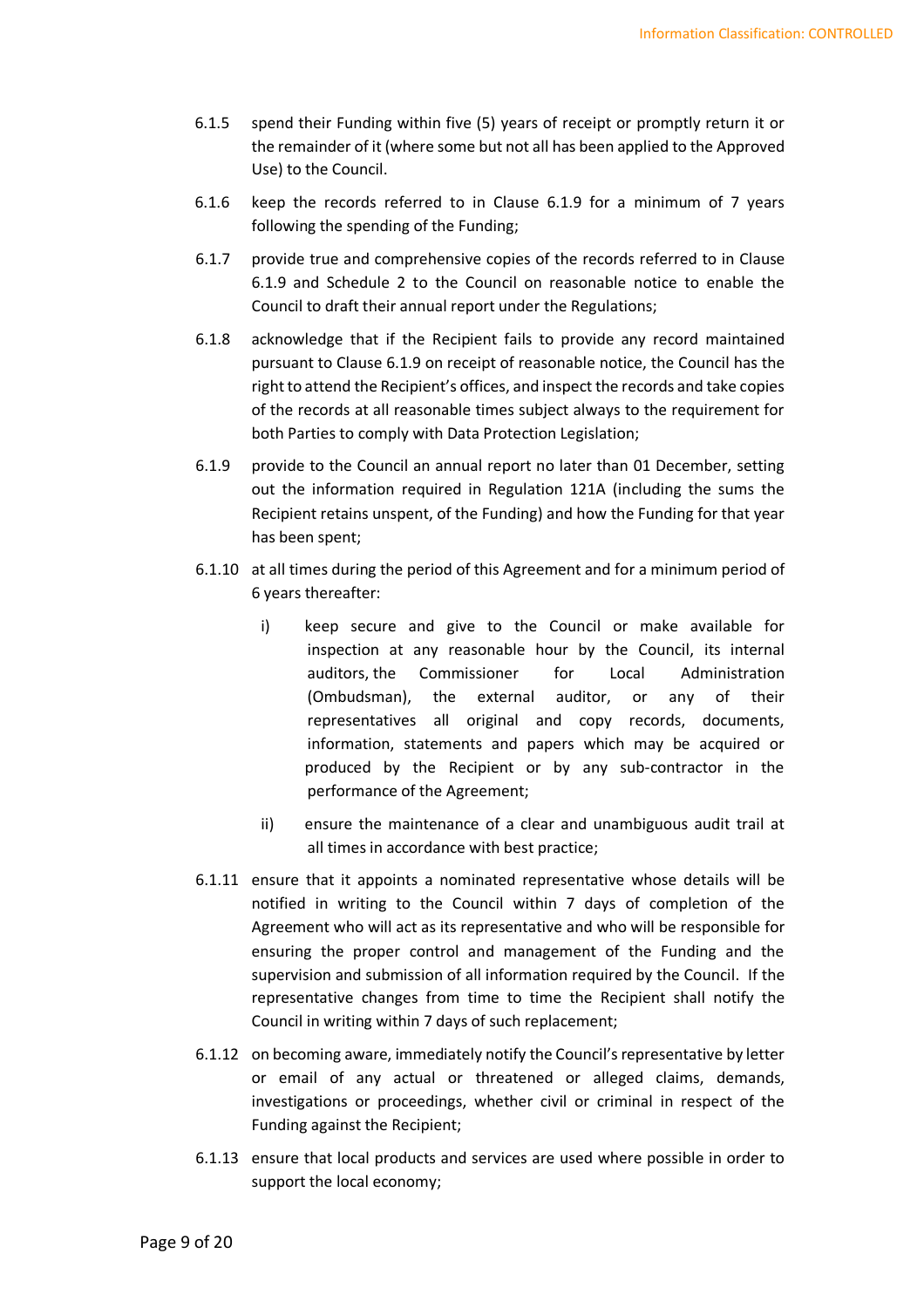6.1.5 spend their Funding within five (5) years of receipt or promptly return it or the remainder of it (where some but not all has been applied to the Approved Use) to the Council.

6.1.6 keep the records referred to in Clause 6.1.9 for a minimum of 7 years following the spending of the Funding;

6.1.7 provide true and comprehensive copies of the records referred to in Clause 6.1.9 and Schedule 2 to the Council on reasonable notice to enable the Council to draft their annual report under the Regulations;

6.1.8 acknowledge that if the Recipient fails to provide any record maintained pursuant to Clause 6.1.9 on receipt of reasonable notice, the Council has the right to attend the Recipient's offices, and inspect the records and take copies of the records at all reasonable times subject always to the requirement for both Parties to comply with Data Protection Legislation;

6.1.9 provide to the Council an annual report no later than 01 December, setting out the information required in Regulation 121A (including the sums the Recipient retains unspent, of the Funding) and how the Funding for that year has been spent;

6.1.10 at all times during the period of this Agreement and for a minimum period of 6 years thereafter:

   i) keep secure and give to the Council or make available for inspection at any reasonable hour by the Council, its internal auditors, the Commissioner for Local Administration (Ombudsman), the external auditor, or any of their representatives all original and copy records, documents, information, statements and papers which may be acquired or produced by the Recipient or by any sub-contractor in the performance of the Agreement;

   ii) ensure the maintenance of a clear and unambiguous audit trail at all times in accordance with best practice;

6.1.11 ensure that it appoints a nominated representative whose details will be notified in writing to the Council within 7 days of completion of the Agreement who will act as its representative and who will be responsible for ensuring the proper control and management of the Funding and the supervision and submission of all information required by the Council. If the representative changes from time to time the Recipient shall notify the Council in writing within 7 days of such replacement;

6.1.12 on becoming aware, immediately notify the Council's representative by letter or email of any actual or threatened or alleged claims, demands, investigations or proceedings, whether civil or criminal in respect of the Funding against the Recipient;

6.1.13 ensure that local products and services are used where possible in order to support the local economy;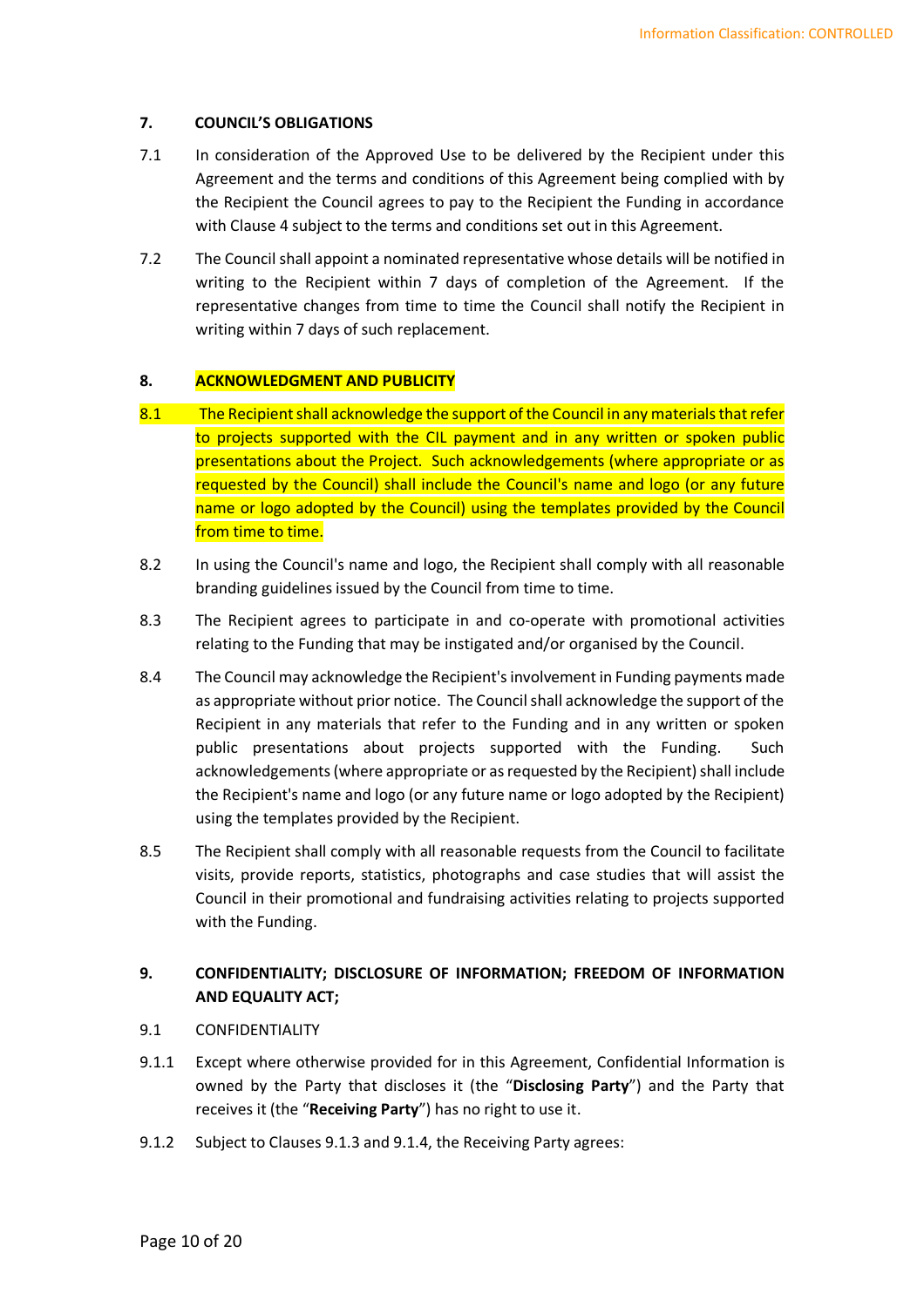## 7. COUNCIL'S OBLIGATIONS

7.1 In consideration of the Approved Use to be delivered by the Recipient under this Agreement and the terms and conditions of this Agreement being complied with by the Recipient the Council agrees to pay to the Recipient the Funding in accordance with Clause 4 subject to the terms and conditions set out in this Agreement.

7.2 The Council shall appoint a nominated representative whose details will be notified in writing to the Recipient within 7 days of completion of the Agreement. If the representative changes from time to time the Council shall notify the Recipient in writing within 7 days of such replacement.

## 8. ACKNOWLEDGMENT AND PUBLICITY

8.1 The Recipient shall acknowledge the support of the Council in any materials that refer to projects supported with the CIL payment and in any written or spoken public presentations about the Project. Such acknowledgements (where appropriate or as requested by the Council) shall include the Council's name and logo (or any future name or logo adopted by the Council) using the templates provided by the Council from time to time.

8.2 In using the Council's name and logo, the Recipient shall comply with all reasonable branding guidelines issued by the Council from time to time.

8.3 The Recipient agrees to participate in and co-operate with promotional activities relating to the Funding that may be instigated and/or organised by the Council.

8.4 The Council may acknowledge the Recipient's involvement in Funding payments made as appropriate without prior notice. The Council shall acknowledge the support of the Recipient in any materials that refer to the Funding and in any written or spoken public presentations about projects supported with the Funding. Such acknowledgements (where appropriate or as requested by the Recipient) shall include the Recipient's name and logo (or any future name or logo adopted by the Recipient) using the templates provided by the Recipient.

8.5 The Recipient shall comply with all reasonable requests from the Council to facilitate visits, provide reports, statistics, photographs and case studies that will assist the Council in their promotional and fundraising activities relating to projects supported with the Funding.

## 9. CONFIDENTIALITY; DISCLOSURE OF INFORMATION; FREEDOM OF INFORMATION AND EQUALITY ACT;

9.1 CONFIDENTIALITY

9.1.1 Except where otherwise provided for in this Agreement, Confidential Information is owned by the Party that discloses it (the "**Disclosing Party**") and the Party that receives it (the "**Receiving Party**") has no right to use it.

9.1.2 Subject to Clauses 9.1.3 and 9.1.4, the Receiving Party agrees: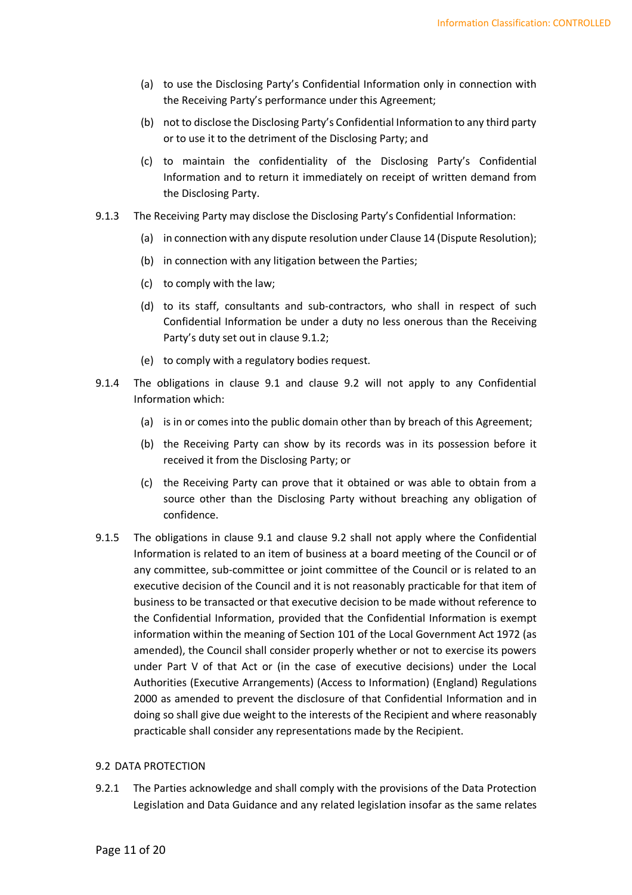(a) to use the Disclosing Party's Confidential Information only in connection with the Receiving Party's performance under this Agreement;

(b) not to disclose the Disclosing Party's Confidential Information to any third party or to use it to the detriment of the Disclosing Party; and

(c) to maintain the confidentiality of the Disclosing Party's Confidential Information and to return it immediately on receipt of written demand from the Disclosing Party.

9.1.3 The Receiving Party may disclose the Disclosing Party's Confidential Information:

(a) in connection with any dispute resolution under Clause 14 (Dispute Resolution);

(b) in connection with any litigation between the Parties;

(c) to comply with the law;

(d) to its staff, consultants and sub-contractors, who shall in respect of such Confidential Information be under a duty no less onerous than the Receiving Party's duty set out in clause 9.1.2;

(e) to comply with a regulatory bodies request.

9.1.4 The obligations in clause 9.1 and clause 9.2 will not apply to any Confidential Information which:

(a) is in or comes into the public domain other than by breach of this Agreement;

(b) the Receiving Party can show by its records was in its possession before it received it from the Disclosing Party; or

(c) the Receiving Party can prove that it obtained or was able to obtain from a source other than the Disclosing Party without breaching any obligation of confidence.

9.1.5 The obligations in clause 9.1 and clause 9.2 shall not apply where the Confidential Information is related to an item of business at a board meeting of the Council or of any committee, sub-committee or joint committee of the Council or is related to an executive decision of the Council and it is not reasonably practicable for that item of business to be transacted or that executive decision to be made without reference to the Confidential Information, provided that the Confidential Information is exempt information within the meaning of Section 101 of the Local Government Act 1972 (as amended), the Council shall consider properly whether or not to exercise its powers under Part V of that Act or (in the case of executive decisions) under the Local Authorities (Executive Arrangements) (Access to Information) (England) Regulations 2000 as amended to prevent the disclosure of that Confidential Information and in doing so shall give due weight to the interests of the Recipient and where reasonably practicable shall consider any representations made by the Recipient.

9.2 DATA PROTECTION

9.2.1 The Parties acknowledge and shall comply with the provisions of the Data Protection Legislation and Data Guidance and any related legislation insofar as the same relates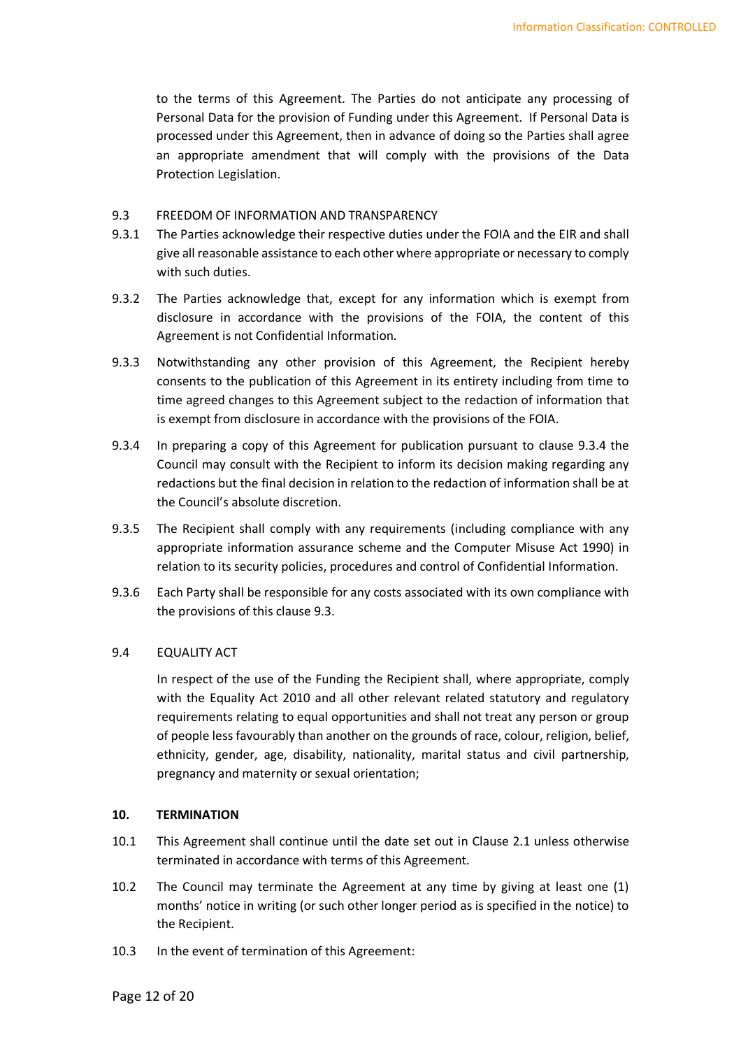to the terms of this Agreement. The Parties do not anticipate any processing of Personal Data for the provision of Funding under this Agreement. If Personal Data is processed under this Agreement, then in advance of doing so the Parties shall agree an appropriate amendment that will comply with the provisions of the Data Protection Legislation.

9.3 FREEDOM OF INFORMATION AND TRANSPARENCY

9.3.1 The Parties acknowledge their respective duties under the FOIA and the EIR and shall give all reasonable assistance to each other where appropriate or necessary to comply with such duties.

9.3.2 The Parties acknowledge that, except for any information which is exempt from disclosure in accordance with the provisions of the FOIA, the content of this Agreement is not Confidential Information.

9.3.3 Notwithstanding any other provision of this Agreement, the Recipient hereby consents to the publication of this Agreement in its entirety including from time to time agreed changes to this Agreement subject to the redaction of information that is exempt from disclosure in accordance with the provisions of the FOIA.

9.3.4 In preparing a copy of this Agreement for publication pursuant to clause 9.3.4 the Council may consult with the Recipient to inform its decision making regarding any redactions but the final decision in relation to the redaction of information shall be at the Council's absolute discretion.

9.3.5 The Recipient shall comply with any requirements (including compliance with any appropriate information assurance scheme and the Computer Misuse Act 1990) in relation to its security policies, procedures and control of Confidential Information.

9.3.6 Each Party shall be responsible for any costs associated with its own compliance with the provisions of this clause 9.3.

9.4 EQUALITY ACT

In respect of the use of the Funding the Recipient shall, where appropriate, comply with the Equality Act 2010 and all other relevant related statutory and regulatory requirements relating to equal opportunities and shall not treat any person or group of people less favourably than another on the grounds of race, colour, religion, belief, ethnicity, gender, age, disability, nationality, marital status and civil partnership, pregnancy and maternity or sexual orientation;

## 10. TERMINATION

10.1 This Agreement shall continue until the date set out in Clause 2.1 unless otherwise terminated in accordance with terms of this Agreement.

10.2 The Council may terminate the Agreement at any time by giving at least one (1) months' notice in writing (or such other longer period as is specified in the notice) to the Recipient.

10.3 In the event of termination of this Agreement: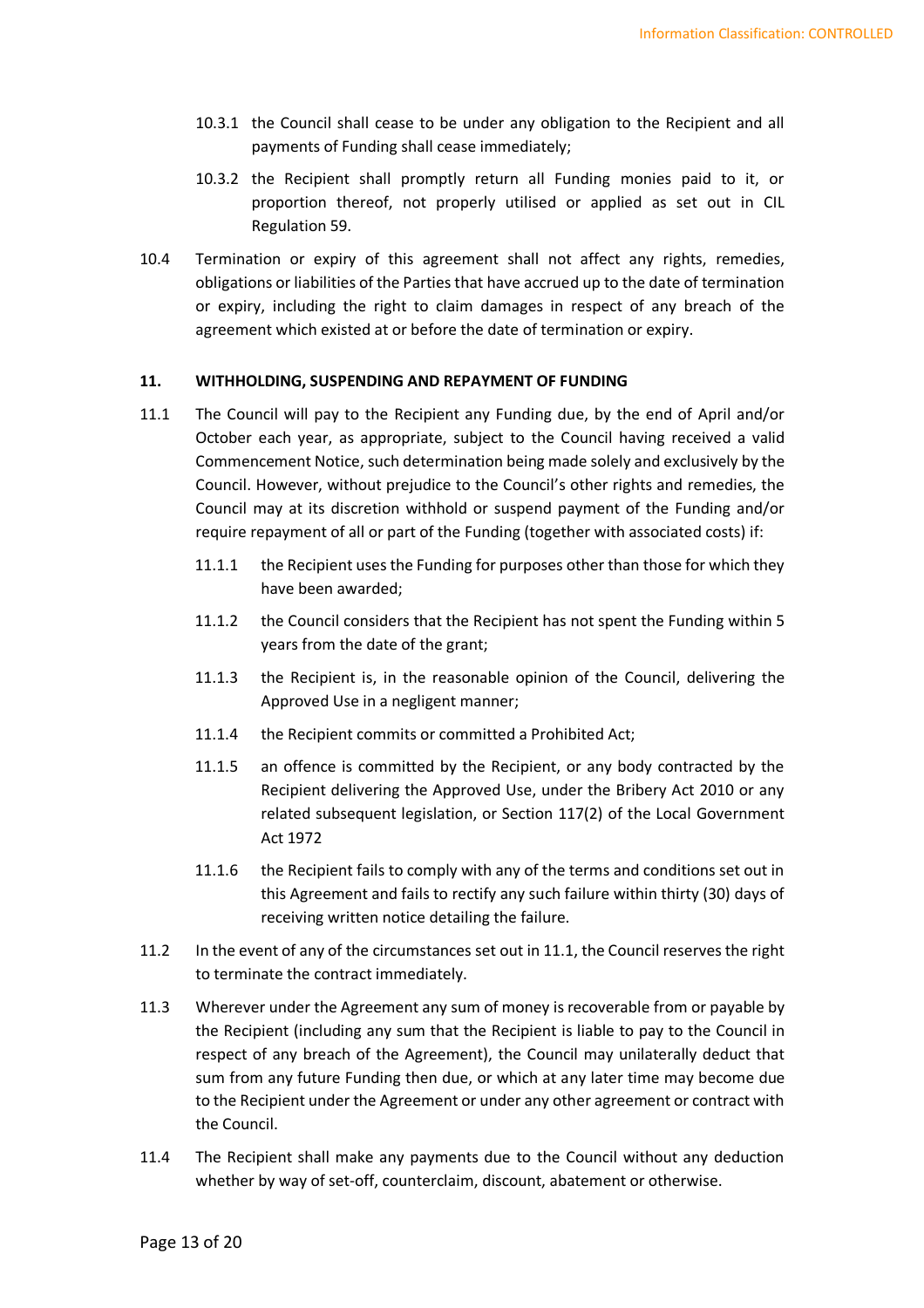10.3.1 the Council shall cease to be under any obligation to the Recipient and all payments of Funding shall cease immediately;

10.3.2 the Recipient shall promptly return all Funding monies paid to it, or proportion thereof, not properly utilised or applied as set out in CIL Regulation 59.

10.4 Termination or expiry of this agreement shall not affect any rights, remedies, obligations or liabilities of the Parties that have accrued up to the date of termination or expiry, including the right to claim damages in respect of any breach of the agreement which existed at or before the date of termination or expiry.

## 11. WITHHOLDING, SUSPENDING AND REPAYMENT OF FUNDING

11.1 The Council will pay to the Recipient any Funding due, by the end of April and/or October each year, as appropriate, subject to the Council having received a valid Commencement Notice, such determination being made solely and exclusively by the Council. However, without prejudice to the Council's other rights and remedies, the Council may at its discretion withhold or suspend payment of the Funding and/or require repayment of all or part of the Funding (together with associated costs) if:

11.1.1 the Recipient uses the Funding for purposes other than those for which they have been awarded;

11.1.2 the Council considers that the Recipient has not spent the Funding within 5 years from the date of the grant;

11.1.3 the Recipient is, in the reasonable opinion of the Council, delivering the Approved Use in a negligent manner;

11.1.4 the Recipient commits or committed a Prohibited Act;

11.1.5 an offence is committed by the Recipient, or any body contracted by the Recipient delivering the Approved Use, under the Bribery Act 2010 or any related subsequent legislation, or Section 117(2) of the Local Government Act 1972

11.1.6 the Recipient fails to comply with any of the terms and conditions set out in this Agreement and fails to rectify any such failure within thirty (30) days of receiving written notice detailing the failure.

11.2 In the event of any of the circumstances set out in 11.1, the Council reserves the right to terminate the contract immediately.

11.3 Wherever under the Agreement any sum of money is recoverable from or payable by the Recipient (including any sum that the Recipient is liable to pay to the Council in respect of any breach of the Agreement), the Council may unilaterally deduct that sum from any future Funding then due, or which at any later time may become due to the Recipient under the Agreement or under any other agreement or contract with the Council.

11.4 The Recipient shall make any payments due to the Council without any deduction whether by way of set-off, counterclaim, discount, abatement or otherwise.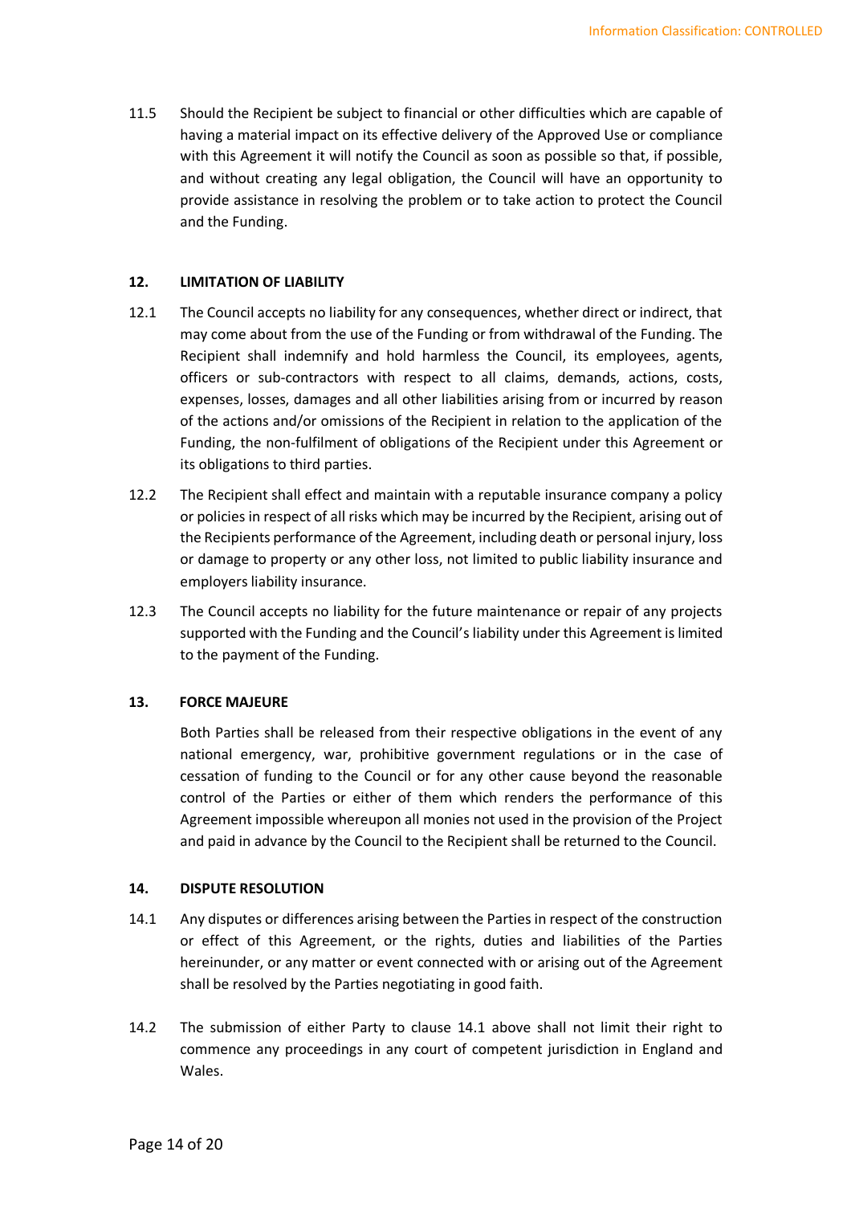11.5 Should the Recipient be subject to financial or other difficulties which are capable of having a material impact on its effective delivery of the Approved Use or compliance with this Agreement it will notify the Council as soon as possible so that, if possible, and without creating any legal obligation, the Council will have an opportunity to provide assistance in resolving the problem or to take action to protect the Council and the Funding.

## 12. LIMITATION OF LIABILITY

12.1 The Council accepts no liability for any consequences, whether direct or indirect, that may come about from the use of the Funding or from withdrawal of the Funding. The Recipient shall indemnify and hold harmless the Council, its employees, agents, officers or sub-contractors with respect to all claims, demands, actions, costs, expenses, losses, damages and all other liabilities arising from or incurred by reason of the actions and/or omissions of the Recipient in relation to the application of the Funding, the non-fulfilment of obligations of the Recipient under this Agreement or its obligations to third parties.

12.2 The Recipient shall effect and maintain with a reputable insurance company a policy or policies in respect of all risks which may be incurred by the Recipient, arising out of the Recipients performance of the Agreement, including death or personal injury, loss or damage to property or any other loss, not limited to public liability insurance and employers liability insurance.

12.3 The Council accepts no liability for the future maintenance or repair of any projects supported with the Funding and the Council's liability under this Agreement is limited to the payment of the Funding.

## 13. FORCE MAJEURE

Both Parties shall be released from their respective obligations in the event of any national emergency, war, prohibitive government regulations or in the case of cessation of funding to the Council or for any other cause beyond the reasonable control of the Parties or either of them which renders the performance of this Agreement impossible whereupon all monies not used in the provision of the Project and paid in advance by the Council to the Recipient shall be returned to the Council.

## 14. DISPUTE RESOLUTION

14.1 Any disputes or differences arising between the Parties in respect of the construction or effect of this Agreement, or the rights, duties and liabilities of the Parties hereinunder, or any matter or event connected with or arising out of the Agreement shall be resolved by the Parties negotiating in good faith.

14.2 The submission of either Party to clause 14.1 above shall not limit their right to commence any proceedings in any court of competent jurisdiction in England and Wales.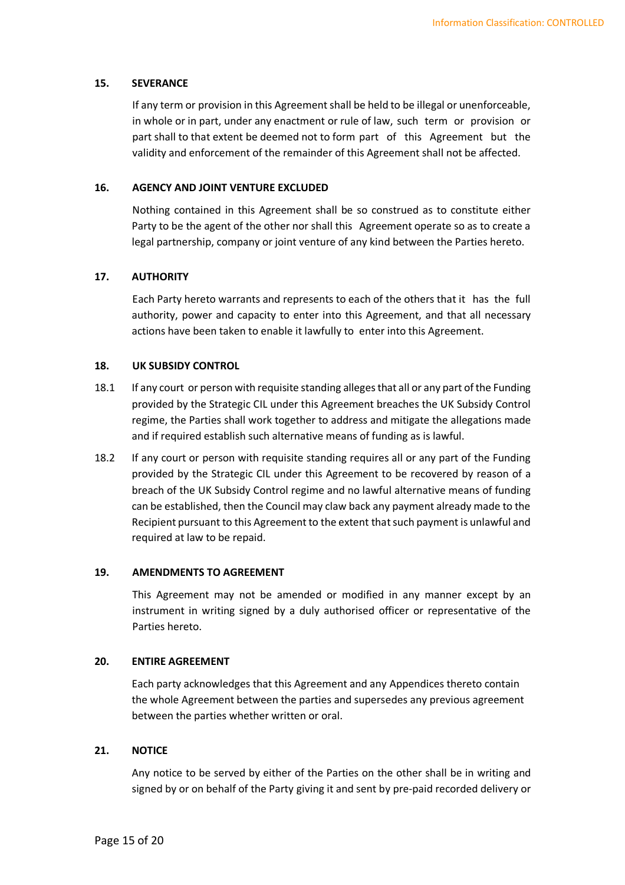## 15. SEVERANCE

If any term or provision in this Agreement shall be held to be illegal or unenforceable, in whole or in part, under any enactment or rule of law, such term or provision or part shall to that extent be deemed not to form part of this Agreement but the validity and enforcement of the remainder of this Agreement shall not be affected.

## 16. AGENCY AND JOINT VENTURE EXCLUDED

Nothing contained in this Agreement shall be so construed as to constitute either Party to be the agent of the other nor shall this Agreement operate so as to create a legal partnership, company or joint venture of any kind between the Parties hereto.

## 17. AUTHORITY

Each Party hereto warrants and represents to each of the others that it has the full authority, power and capacity to enter into this Agreement, and that all necessary actions have been taken to enable it lawfully to enter into this Agreement.

## 18. UK SUBSIDY CONTROL

18.1 If any court or person with requisite standing alleges that all or any part of the Funding provided by the Strategic CIL under this Agreement breaches the UK Subsidy Control regime, the Parties shall work together to address and mitigate the allegations made and if required establish such alternative means of funding as is lawful.

18.2 If any court or person with requisite standing requires all or any part of the Funding provided by the Strategic CIL under this Agreement to be recovered by reason of a breach of the UK Subsidy Control regime and no lawful alternative means of funding can be established, then the Council may claw back any payment already made to the Recipient pursuant to this Agreement to the extent that such payment is unlawful and required at law to be repaid.

## 19. AMENDMENTS TO AGREEMENT

This Agreement may not be amended or modified in any manner except by an instrument in writing signed by a duly authorised officer or representative of the Parties hereto.

## 20. ENTIRE AGREEMENT

Each party acknowledges that this Agreement and any Appendices thereto contain the whole Agreement between the parties and supersedes any previous agreement between the parties whether written or oral.

## 21. NOTICE

Any notice to be served by either of the Parties on the other shall be in writing and signed by or on behalf of the Party giving it and sent by pre-paid recorded delivery or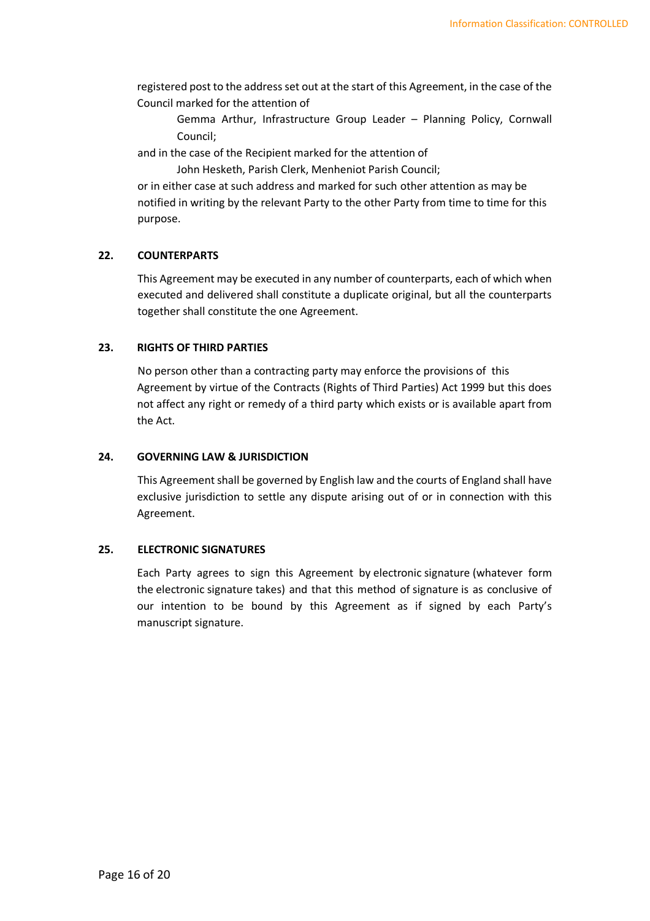registered post to the address set out at the start of this Agreement, in the case of the Council marked for the attention of

> Gemma Arthur, Infrastructure Group Leader – Planning Policy, Cornwall Council;

and in the case of the Recipient marked for the attention of

> John Hesketh, Parish Clerk, Menheniot Parish Council;

or in either case at such address and marked for such other attention as may be notified in writing by the relevant Party to the other Party from time to time for this purpose.

## 22. COUNTERPARTS

This Agreement may be executed in any number of counterparts, each of which when executed and delivered shall constitute a duplicate original, but all the counterparts together shall constitute the one Agreement.

## 23. RIGHTS OF THIRD PARTIES

No person other than a contracting party may enforce the provisions of this Agreement by virtue of the Contracts (Rights of Third Parties) Act 1999 but this does not affect any right or remedy of a third party which exists or is available apart from the Act.

## 24. GOVERNING LAW & JURISDICTION

This Agreement shall be governed by English law and the courts of England shall have exclusive jurisdiction to settle any dispute arising out of or in connection with this Agreement.

## 25. ELECTRONIC SIGNATURES

Each Party agrees to sign this Agreement by electronic signature (whatever form the electronic signature takes) and that this method of signature is as conclusive of our intention to be bound by this Agreement as if signed by each Party's manuscript signature.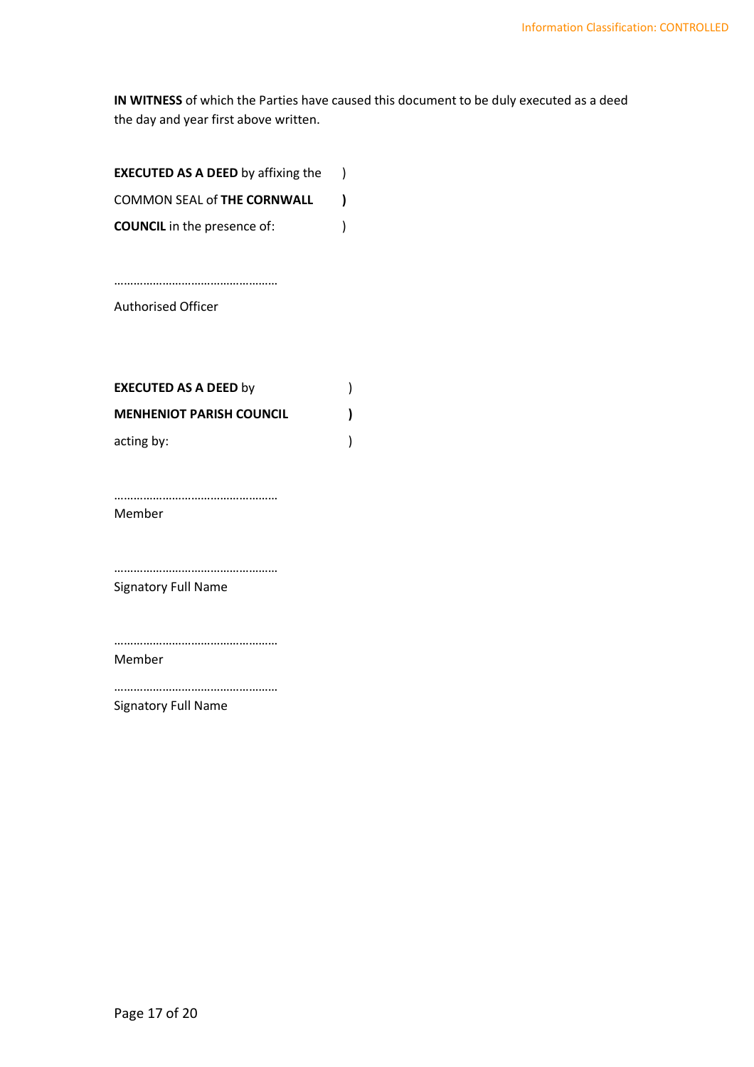**IN WITNESS** of which the Parties have caused this document to be duly executed as a deed the day and year first above written.

**EXECUTED AS A DEED** by affixing the )
COMMON SEAL of **THE CORNWALL** **)**
**COUNCIL** in the presence of: )

……………………………………………
Authorised Officer

**EXECUTED AS A DEED** by )
**MENHENIOT PARISH COUNCIL** **)**
acting by: )

……………………………………………
Member

……………………………………………
Signatory Full Name

……………………………………………
Member

……………………………………………
Signatory Full Name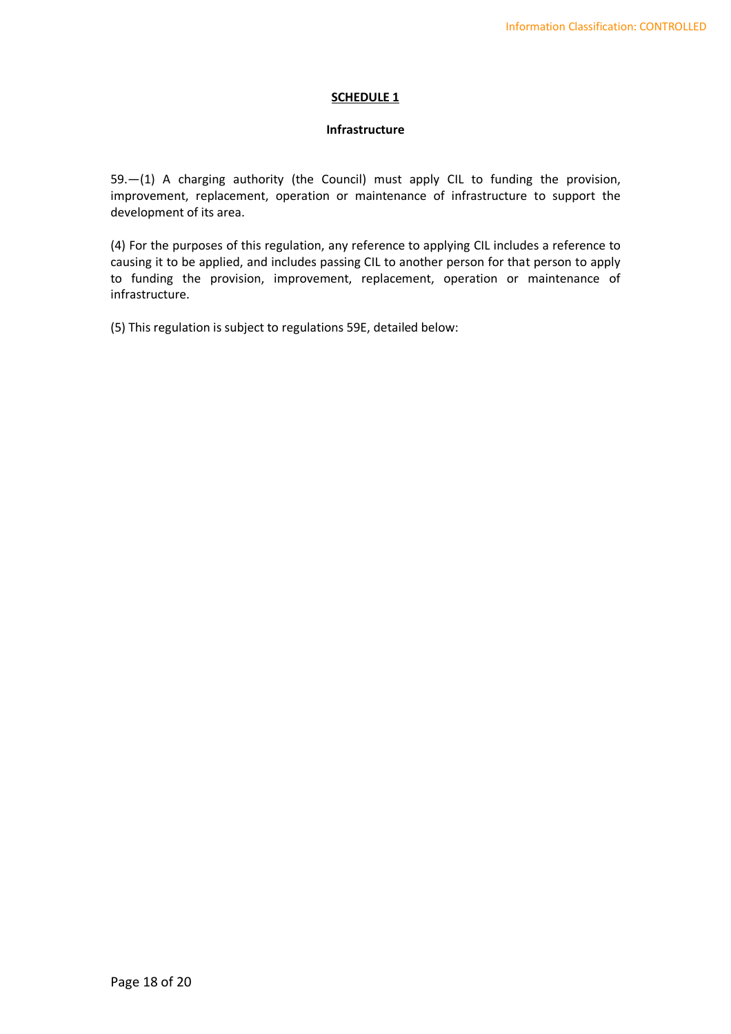# SCHEDULE 1

**Infrastructure**

59.—(1) A charging authority (the Council) must apply CIL to funding the provision, improvement, replacement, operation or maintenance of infrastructure to support the development of its area.

(4) For the purposes of this regulation, any reference to applying CIL includes a reference to causing it to be applied, and includes passing CIL to another person for that person to apply to funding the provision, improvement, replacement, operation or maintenance of infrastructure.

(5) This regulation is subject to regulations 59E, detailed below: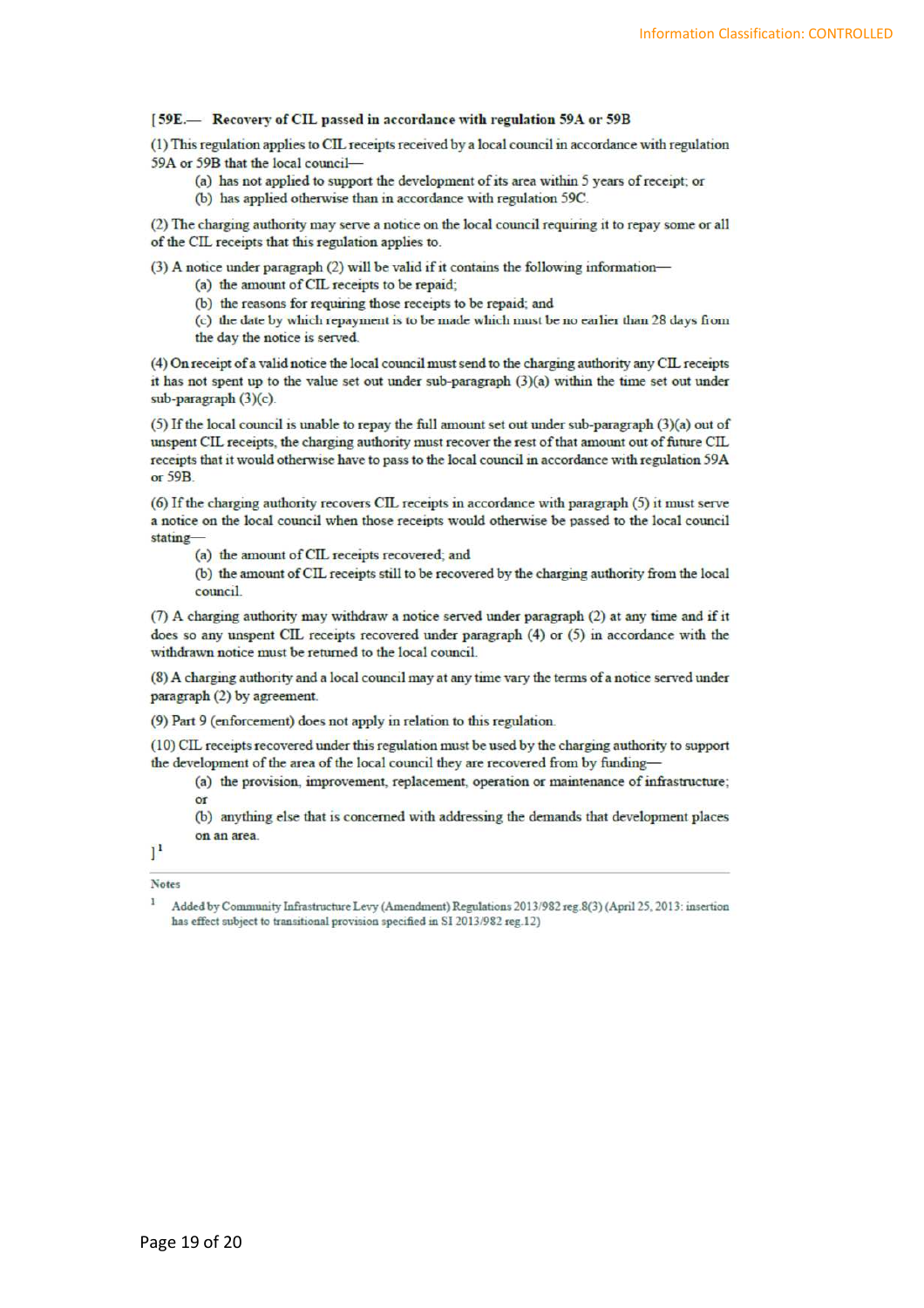[ **59E.— Recovery of CIL passed in accordance with regulation 59A or 59B**

(1) This regulation applies to CIL receipts received by a local council in accordance with regulation 59A or 59B that the local council—

(a) has not applied to support the development of its area within 5 years of receipt; or

(b) has applied otherwise than in accordance with regulation 59C.

(2) The charging authority may serve a notice on the local council requiring it to repay some or all of the CIL receipts that this regulation applies to.

(3) A notice under paragraph (2) will be valid if it contains the following information—

(a) the amount of CIL receipts to be repaid;

(b) the reasons for requiring those receipts to be repaid; and

(c) the date by which repayment is to be made which must be no earlier than 28 days from the day the notice is served.

(4) On receipt of a valid notice the local council must send to the charging authority any CIL receipts it has not spent up to the value set out under sub-paragraph (3)(a) within the time set out under sub-paragraph (3)(c).

(5) If the local council is unable to repay the full amount set out under sub-paragraph (3)(a) out of unspent CIL receipts, the charging authority must recover the rest of that amount out of future CIL receipts that it would otherwise have to pass to the local council in accordance with regulation 59A or 59B.

(6) If the charging authority recovers CIL receipts in accordance with paragraph (5) it must serve a notice on the local council when those receipts would otherwise be passed to the local council stating—

(a) the amount of CIL receipts recovered; and

(b) the amount of CIL receipts still to be recovered by the charging authority from the local council.

(7) A charging authority may withdraw a notice served under paragraph (2) at any time and if it does so any unspent CIL receipts recovered under paragraph (4) or (5) in accordance with the withdrawn notice must be returned to the local council.

(8) A charging authority and a local council may at any time vary the terms of a notice served under paragraph (2) by agreement.

(9) Part 9 (enforcement) does not apply in relation to this regulation.

(10) CIL receipts recovered under this regulation must be used by the charging authority to support the development of the area of the local council they are recovered from by funding—

(a) the provision, improvement, replacement, operation or maintenance of infrastructure; or

(b) anything else that is concerned with addressing the demands that development places on an area.

][1]

---

Notes

1 Added by Community Infrastructure Levy (Amendment) Regulations 2013/982 reg.8(3) (April 25, 2013: insertion has effect subject to transitional provision specified in SI 2013/982 reg.12)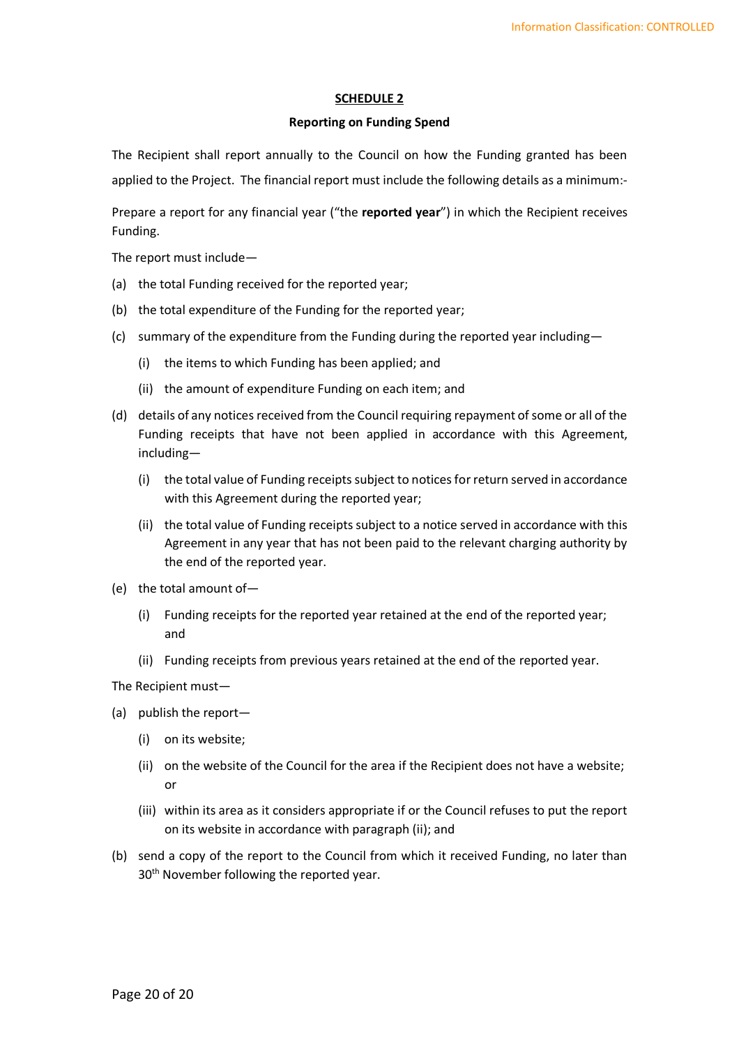## SCHEDULE 2

### Reporting on Funding Spend

The Recipient shall report annually to the Council on how the Funding granted has been applied to the Project. The financial report must include the following details as a minimum:-

Prepare a report for any financial year ("the **reported year**") in which the Recipient receives Funding.

The report must include—

(a) the total Funding received for the reported year;

(b) the total expenditure of the Funding for the reported year;

(c) summary of the expenditure from the Funding during the reported year including—

  (i) the items to which Funding has been applied; and

  (ii) the amount of expenditure Funding on each item; and

(d) details of any notices received from the Council requiring repayment of some or all of the Funding receipts that have not been applied in accordance with this Agreement, including—

  (i) the total value of Funding receipts subject to notices for return served in accordance with this Agreement during the reported year;

  (ii) the total value of Funding receipts subject to a notice served in accordance with this Agreement in any year that has not been paid to the relevant charging authority by the end of the reported year.

(e) the total amount of—

  (i) Funding receipts for the reported year retained at the end of the reported year; and

  (ii) Funding receipts from previous years retained at the end of the reported year.

The Recipient must—

(a) publish the report—

  (i) on its website;

  (ii) on the website of the Council for the area if the Recipient does not have a website; or

  (iii) within its area as it considers appropriate if or the Council refuses to put the report on its website in accordance with paragraph (ii); and

(b) send a copy of the report to the Council from which it received Funding, no later than 30th November following the reported year.